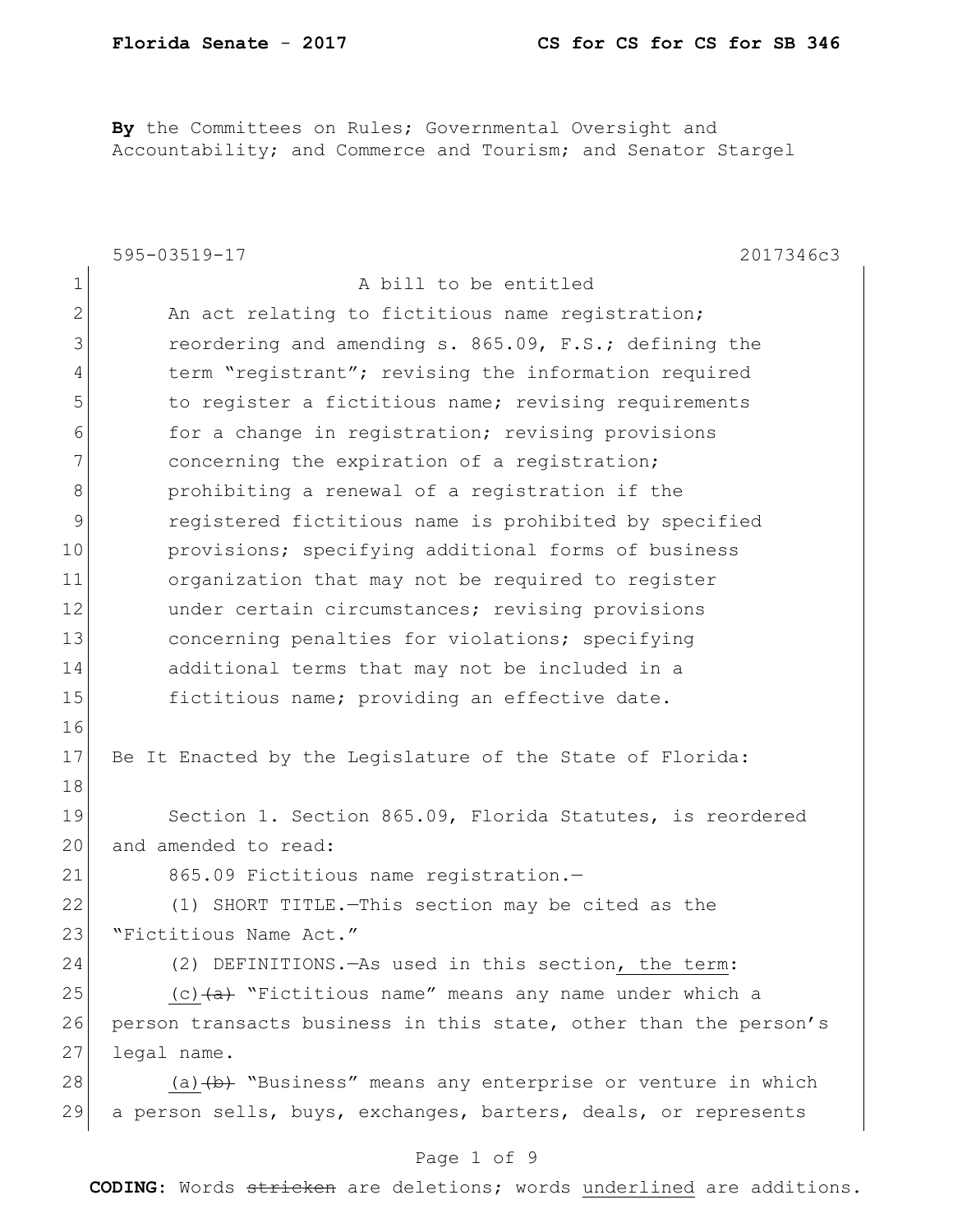**By** the Committees on Rules; Governmental Oversight and Accountability; and Commerce and Tourism; and Senator Stargel

595-03519-17 2017346c3

A bill to be entitled

An act relating to fictitious name registration; reordering and amending s. 865.09, F.S.; defining the term "registrant"; revising the information required to register a fictitious name; revising requirements for a change in registration; revising provisions concerning the expiration of a registration; prohibiting a renewal of a registration if the registered fictitious name is prohibited by specified provisions; specifying additional forms of business organization that may not be required to register under certain circumstances; revising provisions concerning penalties for violations; specifying additional terms that may not be included in a fictitious name; providing an effective date.

Be It Enacted by the Legislature of the State of Florida:

Section 1. Section 865.09, Florida Statutes, is reordered and amended to read:

865.09 Fictitious name registration.—

(1) SHORT TITLE.—This section may be cited as the "Fictitious Name Act."

(2) DEFINITIONS.—As used in this section<u>, the term</u>:

<u>(c)</u>~~(a)~~ "Fictitious name" means any name under which a person transacts business in this state, other than the person's legal name.

<u>(a)</u>~~(b)~~ "Business" means any enterprise or venture in which a person sells, buys, exchanges, barters, deals, or represents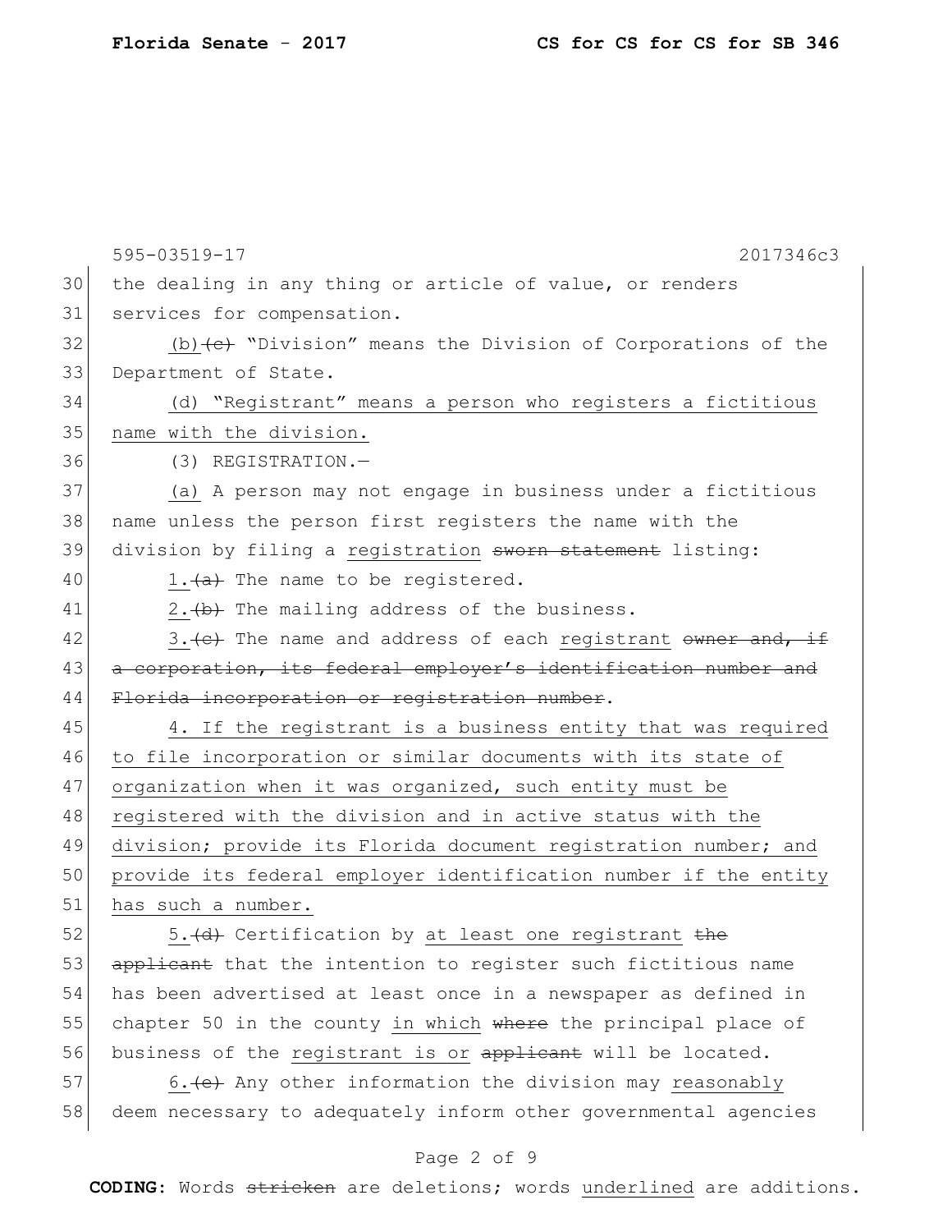595-03519-17 2017346c3

30 the dealing in any thing or article of value, or renders
31 services for compensation.

32 (b) ~~(c)~~ "Division" means the Division of Corporations of the
33 Department of State.

34 <u>(d) "Registrant" means a person who registers a fictitious</u>
35 <u>name with the division.</u>

36 (3) REGISTRATION.—

37 <u>(a)</u> A person may not engage in business under a fictitious
38 name unless the person first registers the name with the
39 division by filing a <u>registration</u> ~~sworn statement~~ listing:

40 <u>1.</u> ~~(a)~~ The name to be registered.

41 <u>2.</u> ~~(b)~~ The mailing address of the business.

42 <u>3.</u> ~~(c)~~ The name and address of each <u>registrant</u> ~~owner and, if~~
43 ~~a corporation, its federal employer's identification number and~~
44 ~~Florida incorporation or registration number~~.

45 <u>4. If the registrant is a business entity that was required</u>
46 <u>to file incorporation or similar documents with its state of</u>
47 <u>organization when it was organized, such entity must be</u>
48 <u>registered with the division and in active status with the</u>
49 <u>division; provide its Florida document registration number; and</u>
50 <u>provide its federal employer identification number if the entity</u>
51 <u>has such a number.</u>

52 <u>5.</u> ~~(d)~~ Certification by <u>at least one registrant</u> ~~the~~
53 ~~applicant~~ that the intention to register such fictitious name
54 has been advertised at least once in a newspaper as defined in
55 chapter 50 in the county <u>in which</u> ~~where~~ the principal place of
56 business of the <u>registrant is or</u> ~~applicant~~ will be located.

57 <u>6.</u> ~~(e)~~ Any other information the division may <u>reasonably</u>
58 deem necessary to adequately inform other governmental agencies

**CODING:** Words ~~stricken~~ are deletions; words <u>underlined</u> are additions.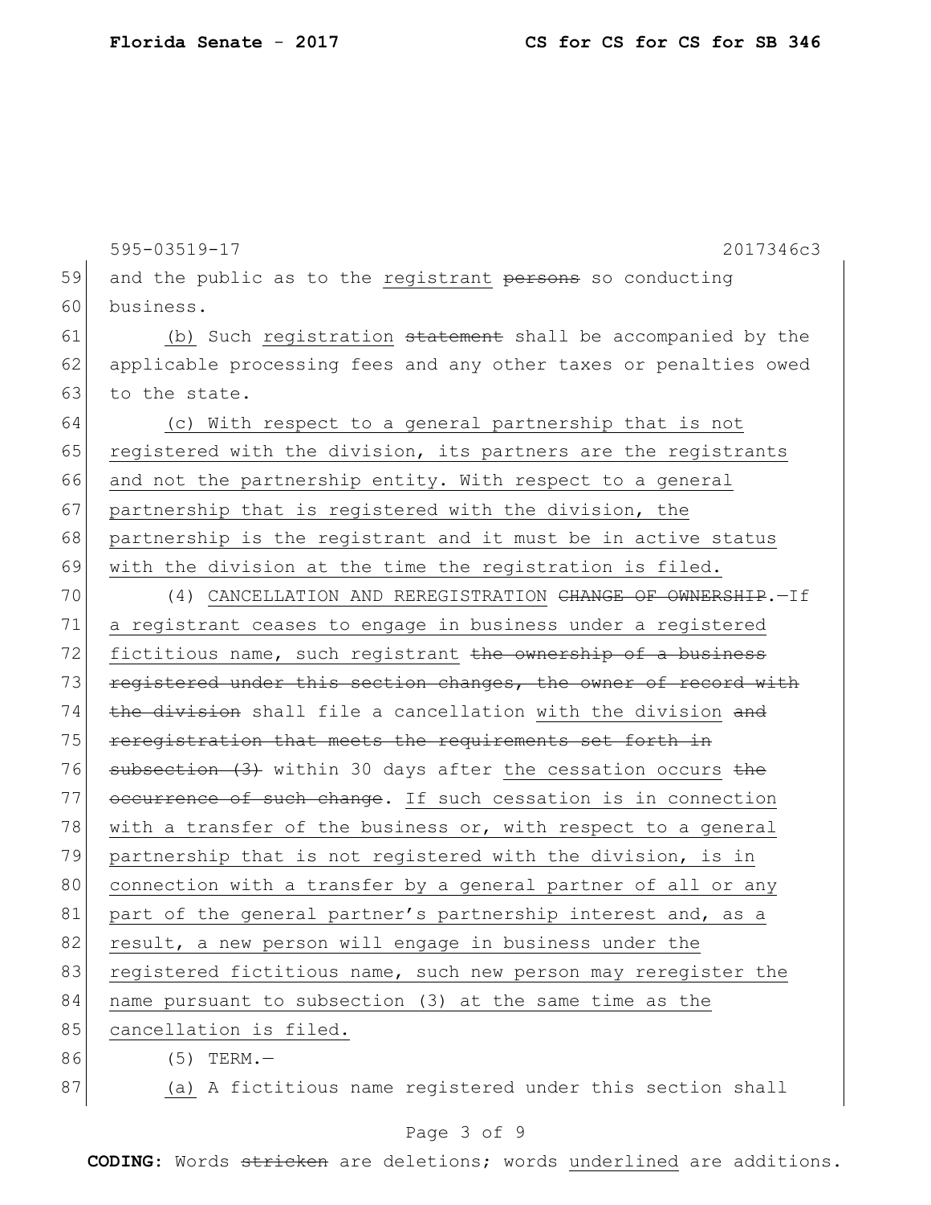595-03519-17 2017346c3

59 and the public as to the registrant ~~persons~~ so conducting
60 business.

61 (b) Such registration ~~statement~~ shall be accompanied by the
62 applicable processing fees and any other taxes or penalties owed
63 to the state.

64 (c) With respect to a general partnership that is not
65 registered with the division, its partners are the registrants
66 and not the partnership entity. With respect to a general
67 partnership that is registered with the division, the
68 partnership is the registrant and it must be in active status
69 with the division at the time the registration is filed.

70 (4) CANCELLATION AND REREGISTRATION ~~CHANGE OF OWNERSHIP~~.—If
71 a registrant ceases to engage in business under a registered
72 fictitious name, such registrant ~~the ownership of a business~~
73 ~~registered under this section changes, the owner of record with~~
74 ~~the division~~ shall file a cancellation with the division ~~and~~
75 ~~reregistration that meets the requirements set forth in~~
76 ~~subsection (3)~~ within 30 days after the cessation occurs ~~the~~
77 ~~occurrence of such change~~. If such cessation is in connection
78 with a transfer of the business or, with respect to a general
79 partnership that is not registered with the division, is in
80 connection with a transfer by a general partner of all or any
81 part of the general partner's partnership interest and, as a
82 result, a new person will engage in business under the
83 registered fictitious name, such new person may reregister the
84 name pursuant to subsection (3) at the same time as the
85 cancellation is filed.

86 (5) TERM.—

87 (a) A fictitious name registered under this section shall

**CODING:** Words ~~stricken~~ are deletions; words underlined are additions.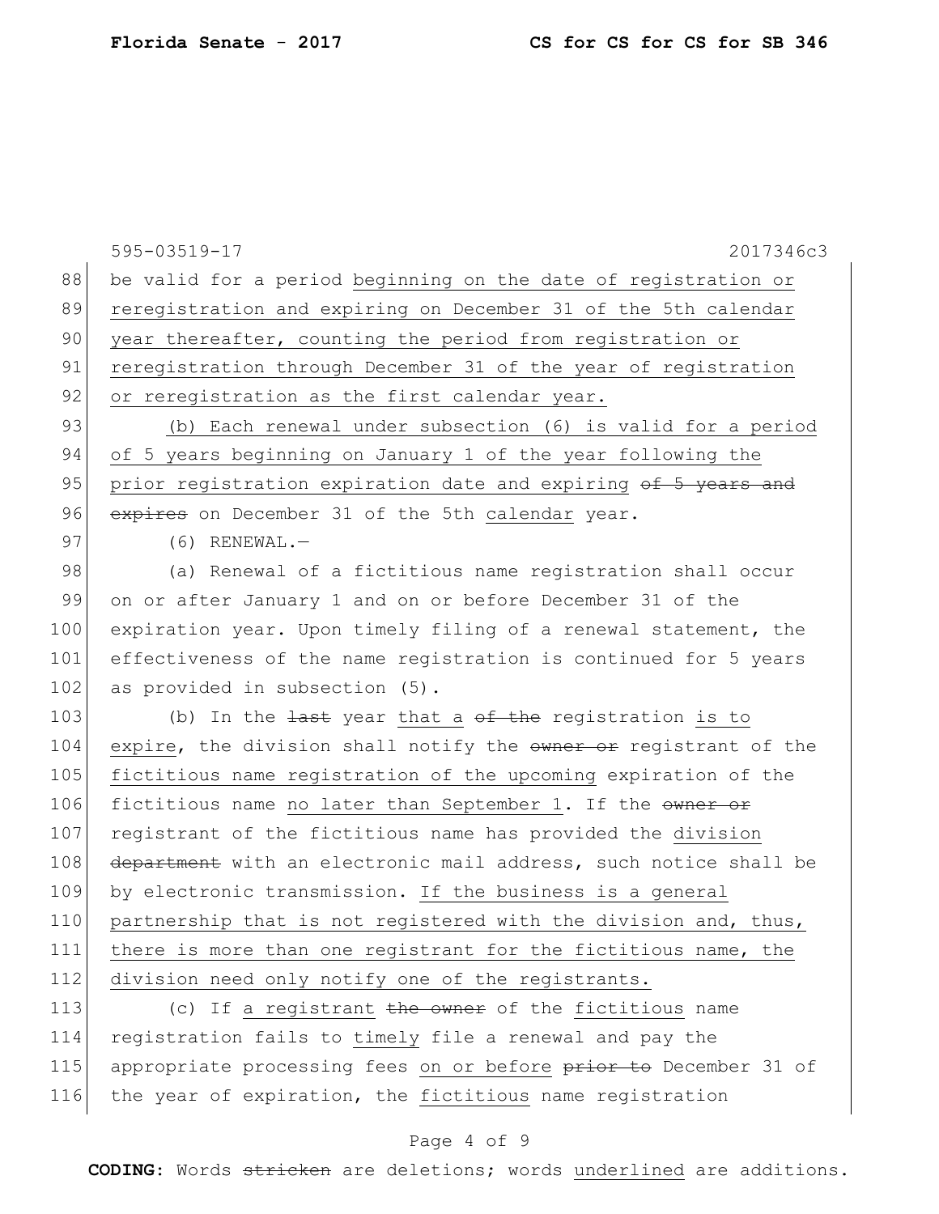595-03519-17 2017346c3

be valid for a period beginning on the date of registration or reregistration and expiring on December 31 of the 5th calendar year thereafter, counting the period from registration or reregistration through December 31 of the year of registration or reregistration as the first calendar year.

(b) Each renewal under subsection (6) is valid for a period of 5 years beginning on January 1 of the year following the prior registration expiration date and expiring ~~of 5 years and expires~~ on December 31 of the 5th calendar year.

(6) RENEWAL.—

(a) Renewal of a fictitious name registration shall occur on or after January 1 and on or before December 31 of the expiration year. Upon timely filing of a renewal statement, the effectiveness of the name registration is continued for 5 years as provided in subsection (5).

(b) In the ~~last~~ year that a ~~of the~~ registration is to expire, the division shall notify the ~~owner or~~ registrant of the fictitious name registration of the upcoming expiration of the fictitious name no later than September 1. If the ~~owner or~~ registrant of the fictitious name has provided the division ~~department~~ with an electronic mail address, such notice shall be by electronic transmission. If the business is a general partnership that is not registered with the division and, thus, there is more than one registrant for the fictitious name, the division need only notify one of the registrants.

(c) If a registrant ~~the owner~~ of the fictitious name registration fails to timely file a renewal and pay the appropriate processing fees on or before ~~prior to~~ December 31 of the year of expiration, the fictitious name registration

**CODING:** Words ~~stricken~~ are deletions; words underlined are additions.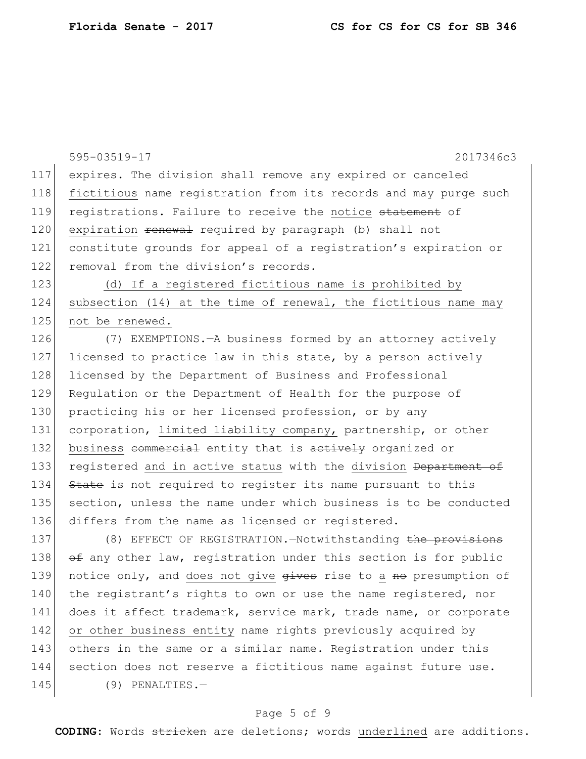595-03519-17 2017346c3

117 expires. The division shall remove any expired or canceled
118 <u>fictitious</u> name registration from its records and may purge such
119 registrations. Failure to receive the <u>notice</u> ~~statement~~ of
120 <u>expiration</u> ~~renewal~~ required by paragraph (b) shall not
121 constitute grounds for appeal of a registration's expiration or
122 removal from the division's records.

123 <u>(d) If a registered fictitious name is prohibited by</u>
124 <u>subsection (14) at the time of renewal, the fictitious name may</u>
125 <u>not be renewed.</u>

126 (7) EXEMPTIONS.—A business formed by an attorney actively
127 licensed to practice law in this state, by a person actively
128 licensed by the Department of Business and Professional
129 Regulation or the Department of Health for the purpose of
130 practicing his or her licensed profession, or by any
131 corporation, <u>limited liability company,</u> partnership, or other
132 <u>business</u> ~~commercial~~ entity that is ~~actively~~ organized or
133 registered <u>and in active status</u> with the <u>division</u> ~~Department of~~
134 ~~State~~ is not required to register its name pursuant to this
135 section, unless the name under which business is to be conducted
136 differs from the name as licensed or registered.

137 (8) EFFECT OF REGISTRATION.—Notwithstanding ~~the provisions~~
138 ~~of~~ any other law, registration under this section is for public
139 notice only, and <u>does not give</u> ~~gives~~ rise to <u>a</u> ~~no~~ presumption of
140 the registrant's rights to own or use the name registered, nor
141 does it affect trademark, service mark, trade name, or corporate
142 <u>or other business entity</u> name rights previously acquired by
143 others in the same or a similar name. Registration under this
144 section does not reserve a fictitious name against future use.

145 (9) PENALTIES.—

**CODING:** Words ~~stricken~~ are deletions; words <u>underlined</u> are additions.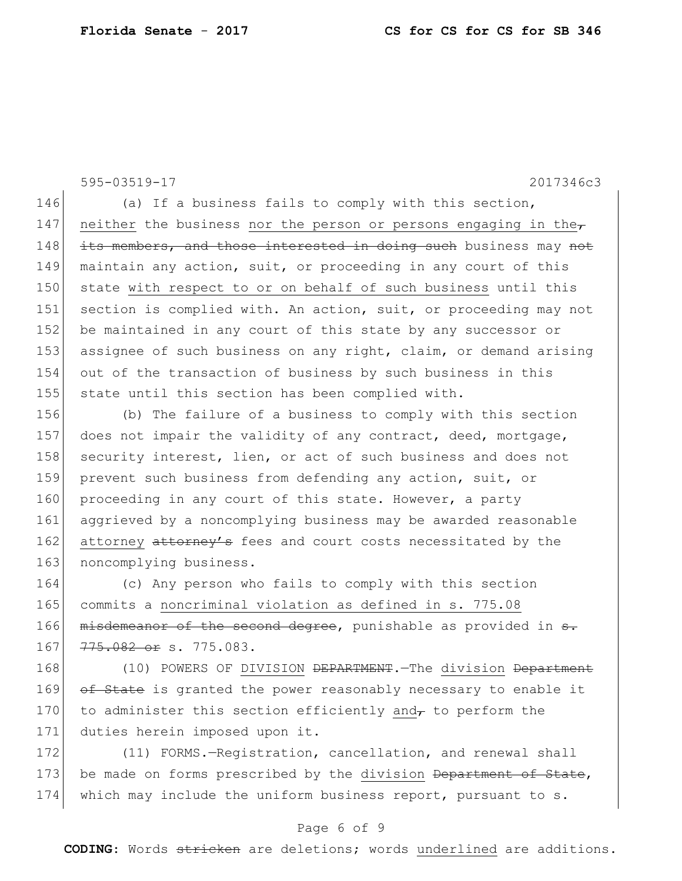595-03519-17 2017346c3

146 (a) If a business fails to comply with this section,
147 neither the business nor the person or persons engaging in the,
148 its members, and those interested in doing such business may not
149 maintain any action, suit, or proceeding in any court of this
150 state with respect to or on behalf of such business until this
151 section is complied with. An action, suit, or proceeding may not
152 be maintained in any court of this state by any successor or
153 assignee of such business on any right, claim, or demand arising
154 out of the transaction of business by such business in this
155 state until this section has been complied with.

156 (b) The failure of a business to comply with this section
157 does not impair the validity of any contract, deed, mortgage,
158 security interest, lien, or act of such business and does not
159 prevent such business from defending any action, suit, or
160 proceeding in any court of this state. However, a party
161 aggrieved by a noncomplying business may be awarded reasonable
162 attorney attorney's fees and court costs necessitated by the
163 noncomplying business.

164 (c) Any person who fails to comply with this section
165 commits a noncriminal violation as defined in s. 775.08
166 misdemeanor of the second degree, punishable as provided in s.
167 775.082 or s. 775.083.

168 (10) POWERS OF DIVISION DEPARTMENT.—The division Department
169 of State is granted the power reasonably necessary to enable it
170 to administer this section efficiently and, to perform the
171 duties herein imposed upon it.

172 (11) FORMS.—Registration, cancellation, and renewal shall
173 be made on forms prescribed by the division Department of State,
174 which may include the uniform business report, pursuant to s.

**CODING:** Words ~~stricken~~ are deletions; words underlined are additions.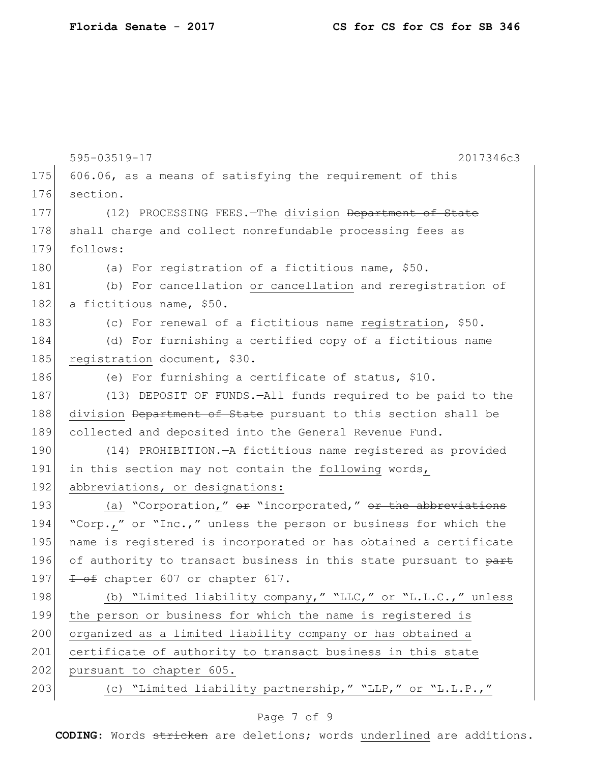606.06, as a means of satisfying the requirement of this section.

(12) PROCESSING FEES.—The division ~~Department of State~~ shall charge and collect nonrefundable processing fees as follows:

(a) For registration of a fictitious name, $50.

(b) For cancellation or cancellation and reregistration of a fictitious name, $50.

(c) For renewal of a fictitious name registration, $50.

(d) For furnishing a certified copy of a fictitious name registration document, $30.

(e) For furnishing a certificate of status, $10.

(13) DEPOSIT OF FUNDS.—All funds required to be paid to the division ~~Department of State~~ pursuant to this section shall be collected and deposited into the General Revenue Fund.

(14) PROHIBITION.—A fictitious name registered as provided in this section may not contain the following words, abbreviations, or designations:

(a) "Corporation," ~~or~~ "incorporated," ~~or the abbreviations~~ "Corp.," or "Inc.," unless the person or business for which the name is registered is incorporated or has obtained a certificate of authority to transact business in this state pursuant to ~~part I of~~ chapter 607 or chapter 617.

(b) "Limited liability company," "LLC," or "L.L.C.," unless the person or business for which the name is registered is organized as a limited liability company or has obtained a certificate of authority to transact business in this state pursuant to chapter 605.

(c) "Limited liability partnership," "LLP," or "L.L.P.,"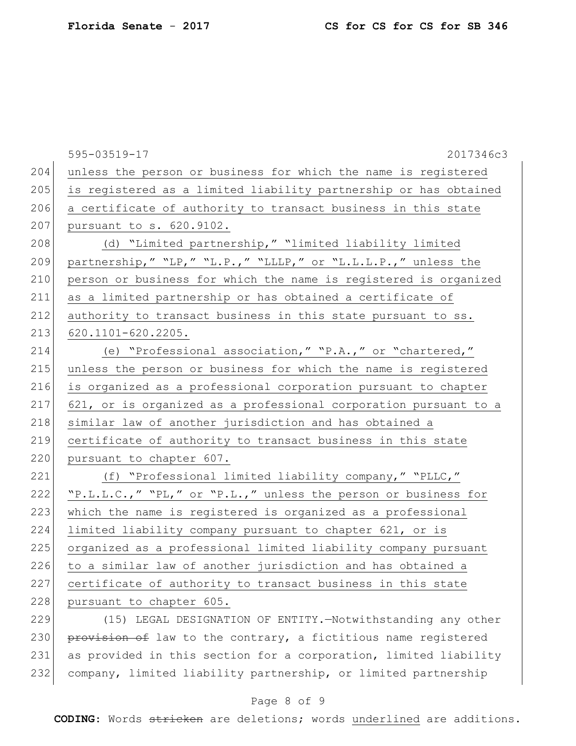unless the person or business for which the name is registered is registered as a limited liability partnership or has obtained a certificate of authority to transact business in this state pursuant to s. 620.9102.

(d) "Limited partnership," "limited liability limited partnership," "LP," "L.P.," "LLLP," or "L.L.L.P.," unless the person or business for which the name is registered is organized as a limited partnership or has obtained a certificate of authority to transact business in this state pursuant to ss. 620.1101-620.2205.

(e) "Professional association," "P.A.," or "chartered," unless the person or business for which the name is registered is organized as a professional corporation pursuant to chapter 621, or is organized as a professional corporation pursuant to a similar law of another jurisdiction and has obtained a certificate of authority to transact business in this state pursuant to chapter 607.

(f) "Professional limited liability company," "PLLC," "P.L.L.C.," "PL," or "P.L.," unless the person or business for which the name is registered is organized as a professional limited liability company pursuant to chapter 621, or is organized as a professional limited liability company pursuant to a similar law of another jurisdiction and has obtained a certificate of authority to transact business in this state pursuant to chapter 605.

(15) LEGAL DESIGNATION OF ENTITY.—Notwithstanding any other ~~provision of~~ law to the contrary, a fictitious name registered as provided in this section for a corporation, limited liability company, limited liability partnership, or limited partnership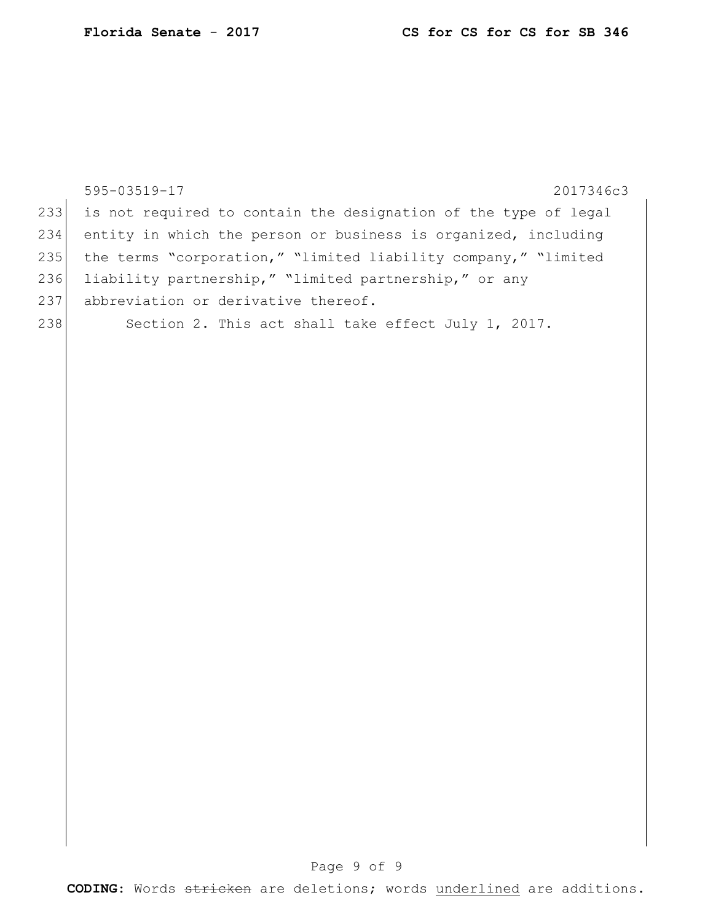233 is not required to contain the designation of the type of legal
234 entity in which the person or business is organized, including
235 the terms "corporation," "limited liability company," "limited
236 liability partnership," "limited partnership," or any
237 abbreviation or derivative thereof.
238 Section 2. This act shall take effect July 1, 2017.